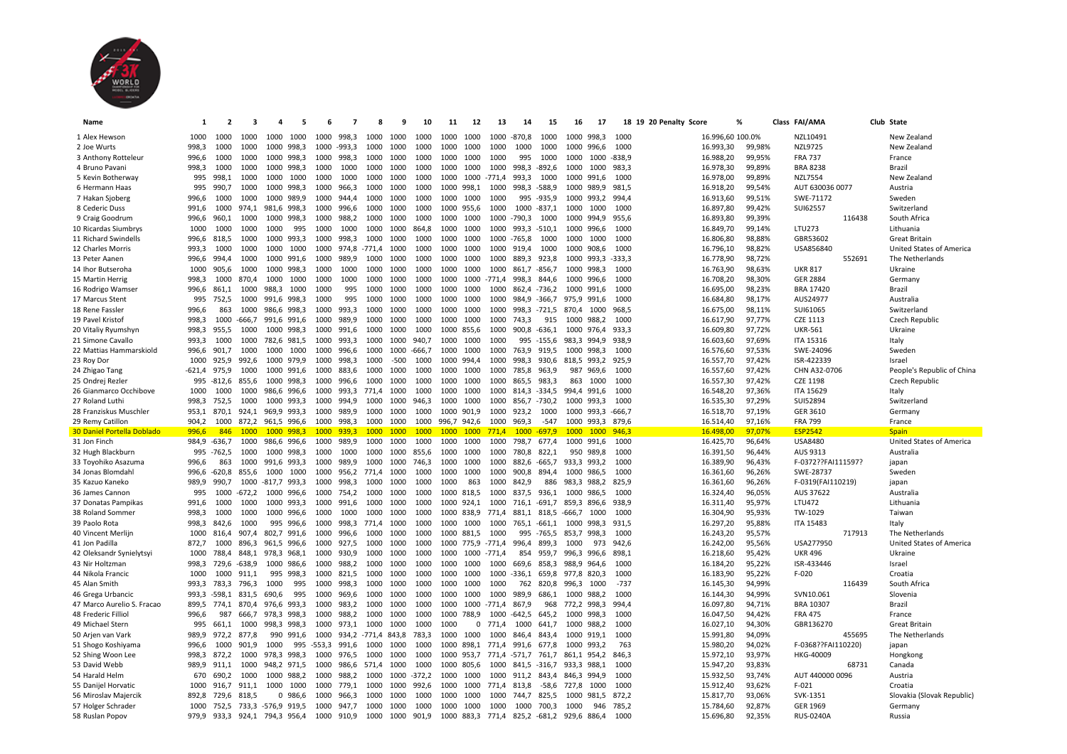| Name | 1 | 2 | 3 | 4 | 5 | 6 | 7 | 8 | 9 | 10 | 11 | 12 | 13 | 14 | 15 | 16 | 17 | 18 | 19 | 20 | Penalty | Score | % | Class | FAI/AMA | Club | State |
|---|---|---|---|---|---|---|---|---|---|---|---|---|---|---|---|---|---|---|---|---|---|---|---|---|---|---|---|
| 1 Alex Hewson | 1000 | 1000 | 1000 | 1000 | 1000 | 1000 | 998,3 | 1000 | 1000 | 1000 | 1000 | 1000 | 1000 | -870,8 | 1000 | 1000 | 998,3 | 1000 | | | | 16.996,60 | 100.0% | | NZL10491 | | New Zealand |
| 2 Joe Wurts | 998,3 | 1000 | 1000 | 1000 | 998,3 | 1000 | -993,3 | 1000 | 1000 | 1000 | 1000 | 1000 | 1000 | 1000 | 1000 | 1000 | 996,6 | 1000 | | | | 16.993,30 | 99,98% | | NZL9725 | | New Zealand |
| 3 Anthony Rotteleur | 996,6 | 1000 | 1000 | 1000 | 998,3 | 1000 | 998,3 | 1000 | 1000 | 1000 | 1000 | 1000 | 1000 | 995 | 1000 | 1000 | 1000 | -838,9 | | | | 16.988,20 | 99,95% | | FRA 737 | | France |
| 4 Bruno Pavani | 998,3 | 1000 | 1000 | 1000 | 998,3 | 1000 | 1000 | 1000 | 1000 | 1000 | 1000 | 1000 | 1000 | 998,3 | -892,6 | 1000 | 1000 | 983,3 | | | | 16.978,30 | 99,89% | | BRA 8238 | | Brazil |
| 5 Kevin Botherway | 995 | 998,1 | 1000 | 1000 | 1000 | 1000 | 1000 | 1000 | 1000 | 1000 | 1000 | 1000 | -771,4 | 993,3 | 1000 | 1000 | 991,6 | 1000 | | | | 16.978,00 | 99,89% | | NZL7554 | | New Zealand |
| 6 Hermann Haas | 995 | 990,7 | 1000 | 1000 | 998,3 | 1000 | 966,3 | 1000 | 1000 | 1000 | 1000 | 998,1 | 1000 | 998,3 | -588,9 | 1000 | 989,9 | 981,5 | | | | 16.918,20 | 99,54% | | AUT 630036 0077 | | Austria |
| 7 Hakan Sjoberg | 996,6 | 1000 | 1000 | 1000 | 989,9 | 1000 | 944,4 | 1000 | 1000 | 1000 | 1000 | 1000 | 1000 | 995 | -935,9 | 1000 | 993,2 | 994,4 | | | | 16.913,60 | 99,51% | | SWE-71172 | | Sweden |
| 8 Cederic Duss | 991,6 | 1000 | 974,1 | 981,6 | 998,3 | 1000 | 996,6 | 1000 | 1000 | 1000 | 1000 | 955,6 | 1000 | 1000 | -837,1 | 1000 | 1000 | 1000 | | | | 16.897,80 | 99,42% | | SUI62557 | | Switzerland |
| 9 Craig Goodrum | 996,6 | 960,1 | 1000 | 1000 | 998,3 | 1000 | 988,2 | 1000 | 1000 | 1000 | 1000 | 1000 | 1000 | -790,3 | 1000 | 1000 | 994,9 | 955,6 | | | | 16.893,80 | 99,39% | | 116438 | | South Africa |
| 10 Ricardas Siumbrys | 1000 | 1000 | 1000 | 1000 | 995 | 1000 | 1000 | 1000 | 1000 | 864,8 | 1000 | 1000 | 1000 | 993,3 | -510,1 | 1000 | 996,6 | 1000 | | | | 16.849,70 | 99,14% | | LTU273 | | Lithuania |
| 11 Richard Swindells | 996,6 | 818,5 | 1000 | 1000 | 993,3 | 1000 | 998,3 | 1000 | 1000 | 1000 | 1000 | 1000 | 1000 | -765,8 | 1000 | 1000 | 1000 | 1000 | | | | 16.806,80 | 98,88% | | GBR53602 | | Great Britain |
| 12 Charles Morris | 993,3 | 1000 | 1000 | 1000 | 1000 | 1000 | 974,8 | -771,4 | 1000 | 1000 | 1000 | 1000 | 1000 | 919,4 | 1000 | 1000 | 908,6 | 1000 | | | | 16.796,10 | 98,82% | | USA856840 | | United States of America |
| 13 Peter Aanen | 996,6 | 994,4 | 1000 | 1000 | 991,6 | 1000 | 989,9 | 1000 | 1000 | 1000 | 1000 | 1000 | 1000 | 889,3 | 923,8 | 1000 | 993,3 | -333,3 | | | | 16.778,90 | 98,72% | | 552691 | | The Netherlands |
| 14 Ihor Butseroha | 1000 | 905,6 | 1000 | 1000 | 998,3 | 1000 | 1000 | 1000 | 1000 | 1000 | 1000 | 1000 | 1000 | 861,7 | -856,7 | 1000 | 998,3 | 1000 | | | | 16.763,90 | 98,63% | | UKR 817 | | Ukraine |
| 15 Martin Herrig | 998,3 | 1000 | 870,4 | 1000 | 1000 | 1000 | 1000 | 1000 | 1000 | 1000 | 1000 | 1000 | -771,4 | 998,3 | 844,6 | 1000 | 996,6 | 1000 | | | | 16.708,20 | 98,30% | | GER 2884 | | Germany |
| 16 Rodrigo Wamser | 996,6 | 861,1 | 1000 | 988,3 | 1000 | 1000 | 995 | 1000 | 1000 | 1000 | 1000 | 1000 | 1000 | 862,4 | -736,2 | 1000 | 991,6 | 1000 | | | | 16.695,00 | 98,23% | | BRA 17420 | | Brazil |
| 17 Marcus Stent | 995 | 752,5 | 1000 | 991,6 | 998,3 | 1000 | 995 | 1000 | 1000 | 1000 | 1000 | 1000 | 1000 | 984,9 | -366,7 | 975,9 | 991,6 | 1000 | | | | 16.684,80 | 98,17% | | AUS24977 | | Australia |
| 18 Rene Fassler | 996,6 | 863 | 1000 | 986,6 | 998,3 | 1000 | 993,3 | 1000 | 1000 | 1000 | 1000 | 1000 | 1000 | 998,3 | -721,5 | 870,4 | 1000 | 968,5 | | | | 16.675,00 | 98,11% | | SUI61065 | | Switzerland |
| 19 Pavel Kristof | 998,3 | 1000 | -666,7 | 991,6 | 991,6 | 1000 | 989,9 | 1000 | 1000 | 1000 | 1000 | 1000 | 1000 | 743,3 | 915 | 1000 | 988,2 | 1000 | | | | 16.617,90 | 97,77% | | CZE 1113 | | Czech Republic |
| 20 Vitaliy Ryumshyn | 998,3 | 955,5 | 1000 | 1000 | 998,3 | 1000 | 991,6 | 1000 | 1000 | 1000 | 1000 | 855,6 | 1000 | 900,8 | -636,1 | 1000 | 976,4 | 933,3 | | | | 16.609,80 | 97,72% | | UKR-561 | | Ukraine |
| 21 Simone Cavallo | 993,3 | 1000 | 1000 | 782,6 | 981,5 | 1000 | 993,3 | 1000 | 1000 | 940,7 | 1000 | 1000 | 1000 | 995 | -155,6 | 983,3 | 994,9 | 938,9 | | | | 16.603,60 | 97,69% | | ITA 15316 | | Italy |
| 22 Mattias Hammarskiold | 996,6 | 901,7 | 1000 | 1000 | 1000 | 1000 | 996,6 | 1000 | 1000 | -666,7 | 1000 | 1000 | 1000 | 763,9 | 919,5 | 1000 | 998,3 | 1000 | | | | 16.576,60 | 97,53% | | SWE-24096 | | Sweden |
| 23 Roy Dor | 1000 | 925,9 | 992,6 | 1000 | 979,9 | 1000 | 998,3 | 1000 | -500 | 1000 | 1000 | 994,4 | 1000 | 998,3 | 930,6 | 818,5 | 993,2 | 925,9 | | | | 16.557,70 | 97,42% | | ISR-422339 | | Israel |
| 24 Zhigao Tang | -621,4 | 975,9 | 1000 | 1000 | 991,6 | 1000 | 883,6 | 1000 | 1000 | 1000 | 1000 | 1000 | 1000 | 785,8 | 963,9 | 987 | 969,6 | 1000 | | | | 16.557,60 | 97,42% | | CHN A32-0706 | | People's Republic of China |
| 25 Ondrej Rezler | 995 | -812,6 | 855,6 | 1000 | 998,3 | 1000 | 996,6 | 1000 | 1000 | 1000 | 1000 | 1000 | 1000 | 865,5 | 983,3 | 863 | 1000 | 1000 | | | | 16.557,30 | 97,42% | | CZE 1198 | | Czech Republic |
| 26 Gianmarco Occhibove | 1000 | 1000 | 1000 | 986,6 | 996,6 | 1000 | 993,3 | 771,4 | 1000 | 1000 | 1000 | 1000 | 1000 | 814,3 | -334,5 | 994,4 | 991,6 | 1000 | | | | 16.548,20 | 97,36% | | ITA 15629 | | Italy |
| 27 Roland Luthi | 998,3 | 752,5 | 1000 | 1000 | 993,3 | 1000 | 994,9 | 1000 | 1000 | 946,3 | 1000 | 1000 | 1000 | 856,7 | -730,2 | 1000 | 993,3 | 1000 | | | | 16.535,30 | 97,29% | | SUI52894 | | Switzerland |
| 28 Franziskus Muschler | 953,1 | 870,1 | 924,1 | 969,9 | 993,3 | 1000 | 989,9 | 1000 | 1000 | 1000 | 1000 | 901,9 | 1000 | 923,2 | 1000 | 1000 | 993,3 | -666,7 | | | | 16.518,70 | 97,19% | | GER 3610 | | Germany |
| 29 Remy Catillon | 904,2 | 1000 | 872,2 | 961,5 | 996,6 | 1000 | 998,3 | 1000 | 1000 | 1000 | 996,7 | 942,6 | 1000 | 969,3 | -547 | 1000 | 993,3 | 879,6 | | | | 16.514,40 | 97,16% | | FRA 799 | | France |
| 30 Daniel Portella Doblado | 996,6 | 846 | 1000 | 1000 | 998,3 | 1000 | 939,3 | 1000 | 1000 | 1000 | 1000 | 1000 | 771,4 | 1000 | -697,9 | 1000 | 1000 | 946,3 | | | | 16.498,00 | 97,07% | | ESP2542 | | Spain |
| 31 Jon Finch | 984,9 | -636,7 | 1000 | 986,6 | 996,6 | 1000 | 989,9 | 1000 | 1000 | 1000 | 1000 | 1000 | 1000 | 798,7 | 677,4 | 1000 | 991,6 | 1000 | | | | 16.425,70 | 96,64% | | USA8480 | | United States of America |
| 32 Hugh Blackburn | 995 | -762,5 | 1000 | 1000 | 998,3 | 1000 | 1000 | 1000 | 1000 | 855,6 | 1000 | 1000 | 1000 | 780,8 | 822,1 | 950 | 989,8 | 1000 | | | | 16.391,50 | 96,44% | | AUS 9313 | | Australia |
| 33 Toyohiko Asazuma | 996,6 | 863 | 1000 | 991,6 | 993,3 | 1000 | 989,9 | 1000 | 1000 | 746,3 | 1000 | 1000 | 1000 | 882,6 | -665,7 | 933,3 | 993,2 | 1000 | | | | 16.389,90 | 96,43% | | F-0372??FAI111597? | | japan |
| 34 Jonas Blomdahl | 996,6 | -620,8 | 855,6 | 1000 | 1000 | 1000 | 956,2 | 771,4 | 1000 | 1000 | 1000 | 1000 | 1000 | 900,8 | 894,4 | 1000 | 986,5 | 1000 | | | | 16.361,60 | 96,26% | | SWE-28737 | | Sweden |
| 35 Kazuo Kaneko | 989,9 | 990,7 | 1000 | -817,7 | 993,3 | 1000 | 998,3 | 1000 | 1000 | 1000 | 1000 | 863 | 1000 | 842,9 | 886 | 983,3 | 988,2 | 825,9 | | | | 16.361,60 | 96,26% | | F-0319(FAI110219) | | japan |
| 36 James Cannon | 995 | 1000 | -672,2 | 1000 | 996,6 | 1000 | 754,2 | 1000 | 1000 | 1000 | 1000 | 818,5 | 1000 | 837,5 | 936,1 | 1000 | 986,5 | 1000 | | | | 16.324,40 | 96,05% | | AUS 37622 | | Australia |
| 37 Donatas Pampikas | 991,6 | 1000 | 1000 | 1000 | 993,3 | 1000 | 991,6 | 1000 | 1000 | 1000 | 1000 | 924,1 | 1000 | 716,1 | -691,7 | 859,3 | 896,6 | 938,9 | | | | 16.311,40 | 95,97% | | LTU472 | | Lithuania |
| 38 Roland Sommer | 998,3 | 1000 | 1000 | 1000 | 996,6 | 1000 | 1000 | 1000 | 1000 | 1000 | 1000 | 838,9 | 771,4 | 881,1 | 818,5 | -666,7 | 1000 | 1000 | | | | 16.304,90 | 95,93% | | TW-1029 | | Taiwan |
| 39 Paolo Rota | 998,3 | 842,6 | 1000 | 995 | 996,6 | 1000 | 998,3 | 771,4 | 1000 | 1000 | 1000 | 1000 | 1000 | 765,1 | -661,1 | 1000 | 998,3 | 931,5 | | | | 16.297,20 | 95,88% | | ITA 15483 | | Italy |
| 40 Vincent Merlijn | 1000 | 816,4 | 907,4 | 802,7 | 991,6 | 1000 | 996,6 | 1000 | 1000 | 1000 | 1000 | 881,5 | 1000 | 995 | -765,5 | 853,7 | 998,3 | 1000 | | | | 16.243,20 | 95,57% | | 717913 | | The Netherlands |
| 41 Jon Padilla | 872,7 | 1000 | 896,3 | 961,5 | 996,6 | 1000 | 927,5 | 1000 | 1000 | 1000 | 1000 | 775,9 | -771,4 | 996,4 | 899,3 | 1000 | 973 | 942,6 | | | | 16.242,00 | 95,56% | | USA277950 | | United States of America |
| 42 Oleksandr Synielytsyi | 1000 | 788,4 | 848,1 | 978,3 | 968,1 | 1000 | 930,9 | 1000 | 1000 | 1000 | 1000 | 1000 | -771,4 | 854 | 959,7 | 996,3 | 996,6 | 898,1 | | | | 16.218,60 | 95,42% | | UKR 496 | | Ukraine |
| 43 Nir Holtzman | 998,3 | 729,6 | -638,9 | 1000 | 986,6 | 1000 | 988,2 | 1000 | 1000 | 1000 | 1000 | 1000 | 1000 | 669,6 | 858,3 | 988,9 | 964,6 | 1000 | | | | 16.184,20 | 95,22% | | ISR-433446 | | Israel |
| 44 Nikola Francic | 1000 | 1000 | 911,1 | 995 | 998,3 | 1000 | 821,5 | 1000 | 1000 | 1000 | 1000 | 1000 | 1000 | -336,1 | 659,8 | 977,8 | 820,3 | 1000 | | | | 16.183,90 | 95,22% | | F-020 | | Croatia |
| 45 Alan Smith | 993,3 | 783,3 | 796,3 | 1000 | 995 | 1000 | 998,3 | 1000 | 1000 | 1000 | 1000 | 1000 | 1000 | 762 | 820,8 | 996,3 | 1000 | -737 | | | | 16.145,30 | 94,99% | | 116439 | | South Africa |
| 46 Grega Urbancic | 993,3 | -598,1 | 831,5 | 690,6 | 995 | 1000 | 969,6 | 1000 | 1000 | 1000 | 1000 | 1000 | 1000 | 989,9 | 686,1 | 1000 | 988,2 | 1000 | | | | 16.144,30 | 94,99% | | SVN10.061 | | Slovenia |
| 47 Marco Aurelio S. Fracao | 899,5 | 774,1 | 870,4 | 976,6 | 993,3 | 1000 | 983,2 | 1000 | 1000 | 1000 | 1000 | 1000 | -771,4 | 867,9 | 968 | 772,2 | 998,3 | 994,4 | | | | 16.097,80 | 94,71% | | BRA 10307 | | Brazil |
| 48 Frederic Filliol | 996,6 | 987 | 666,7 | 978,3 | 998,3 | 1000 | 988,2 | 1000 | 1000 | 1000 | 1000 | 788,9 | 1000 | -642,5 | 645,2 | 1000 | 998,3 | 1000 | | | | 16.047,50 | 94,42% | | FRA 475 | | France |
| 49 Michael Stern | 995 | 661,1 | 1000 | 998,3 | 998,3 | 1000 | 973,1 | 1000 | 1000 | 1000 | 1000 | 0 | 771,4 | 1000 | 641,7 | 1000 | 988,2 | 1000 | | | | 16.027,10 | 94,30% | | GBR136270 | | Great Britain |
| 50 Arjen van Vark | 989,9 | 972,2 | 877,8 | 990 | 991,6 | 1000 | 934,2 | -771,4 | 843,8 | 783,3 | 1000 | 1000 | 1000 | 846,4 | 843,4 | 1000 | 919,1 | 1000 | | | | 15.991,80 | 94,09% | | 455695 | | The Netherlands |
| 51 Shogo Koshiyama | 996,6 | 1000 | 901,9 | 1000 | 995 | -553,3 | 991,6 | 1000 | 1000 | 1000 | 1000 | 898,1 | 771,4 | 991,6 | 677,8 | 1000 | 993,2 | 763 | | | | 15.980,20 | 94,02% | | F-0368??FAI110220) | | japan |
| 52 Shing Woon Lee | 998,3 | 872,2 | 1000 | 978,3 | 998,3 | 1000 | 976,5 | 1000 | 1000 | 1000 | 1000 | 953,7 | 771,4 | -571,7 | 761,7 | 861,1 | 954,2 | 846,3 | | | | 15.972,10 | 93,97% | | HKG-40009 | | Hongkong |
| 53 David Webb | 989,9 | 911,1 | 1000 | 948,2 | 971,5 | 1000 | 986,6 | 571,4 | 1000 | 1000 | 1000 | 805,6 | 1000 | 841,5 | -316,7 | 933,3 | 988,1 | 1000 | | | | 15.947,20 | 93,83% | | 68731 | | Canada |
| 54 Harald Helm | 670 | 690,2 | 1000 | 1000 | 988,2 | 1000 | 988,2 | 1000 | 1000 | -372,2 | 1000 | 1000 | 1000 | 911,2 | 843,4 | 846,3 | 994,9 | 1000 | | | | 15.932,50 | 93,74% | | AUT 440000 0096 | | Austria |
| 55 Danijel Horvatic | 1000 | 916,7 | 911,1 | 1000 | 1000 | 1000 | 779,1 | 1000 | 1000 | 992,6 | 1000 | 1000 | 771,4 | 813,8 | -58,6 | 727,8 | 1000 | 1000 | | | | 15.912,40 | 93,62% | | F-021 | | Croatia |
| 56 Miroslav Majercik | 892,8 | 729,6 | 818,5 | 0 | 986,6 | 1000 | 966,3 | 1000 | 1000 | 1000 | 1000 | 1000 | 1000 | 744,7 | 825,5 | 1000 | 981,5 | 872,2 | | | | 15.817,70 | 93,06% | | SVK-1351 | | Slovakia (Slovak Republic) |
| 57 Holger Schrader | 1000 | 752,5 | 733,3 | -576,9 | 919,5 | 1000 | 947,7 | 1000 | 1000 | 1000 | 1000 | 1000 | 1000 | 1000 | 700,3 | 1000 | 946 | 785,2 | | | | 15.784,60 | 92,87% | | GER 1969 | | Germany |
| 58 Ruslan Popov | 979,9 | 933,3 | 924,1 | 794,3 | 956,4 | 1000 | 910,9 | 1000 | 1000 | 901,9 | 1000 | 883,3 | 771,4 | 825,2 | -681,2 | 929,6 | 886,4 | 1000 | | | | 15.696,80 | 92,35% | | RUS-0240A | | Russia |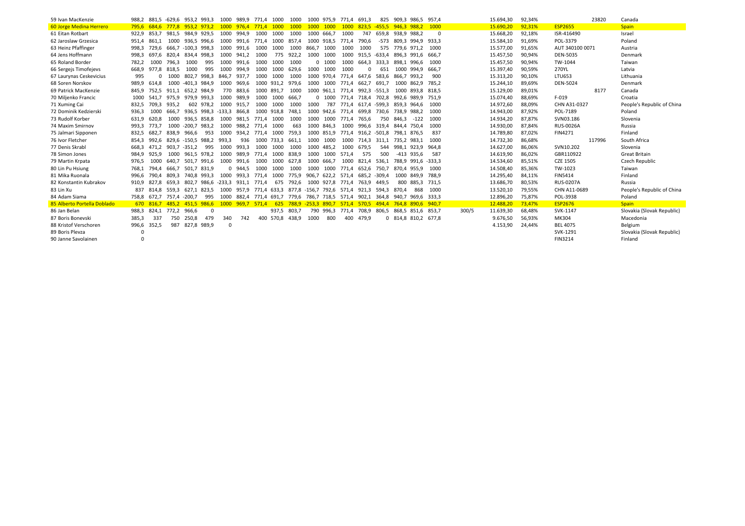| | | | | | | | | | | | | | | | | | | | | | | | |
|---|---|---|---|---|---|---|---|---|---|---|---|---|---|---|---|---|---|---|---|---|---|---|---|
| 59 Ivan MacKenzie | 988,2 | 881,5 | -629,6 | 953,2 | 993,3 | 1000 | 989,9 | 771,4 | 1000 | 1000 | 1000 | 975,9 | 771,4 | 691,3 | 825 | 909,3 | 986,5 | 957,4 | | 15.694,30 | 92,34% | 23820 | Canada |
| 60 Jorge Medina Herrero | 795,6 | 684,6 | 777,8 | 953,2 | 973,2 | 1000 | 976,4 | 771,4 | 1000 | 1000 | 1000 | 1000 | 1000 | 823,5 | -455,5 | 946,3 | 988,2 | 1000 | | 15.690,20 | 92,31% | ESP2655 | Spain |
| 61 Eitan Rotbart | 922,9 | 853,7 | 981,5 | 984,9 | 929,5 | 1000 | 994,9 | 1000 | 1000 | 1000 | 1000 | 666,7 | 1000 | 747 | 659,8 | 938,9 | 988,2 | 0 | | 15.668,20 | 92,18% | ISR-416490 | Israel |
| 62 Jaroslaw Grzesica | 951,4 | 861,1 | 1000 | 936,5 | 996,6 | 1000 | 991,6 | 771,4 | 1000 | 857,4 | 1000 | 918,5 | 771,4 | 790,6 | -573 | 809,3 | 994,9 | 933,3 | | 15.584,10 | 91,69% | POL-3379 | Poland |
| 63 Heinz Pfaffinger | 998,3 | 729,6 | 666,7 | -100,3 | 998,3 | 1000 | 991,6 | 1000 | 1000 | 1000 | 866,7 | 1000 | 1000 | 1000 | 575 | 779,6 | 971,2 | 1000 | | 15.577,00 | 91,65% | AUT 340100 0071 | Austria |
| 64 Jens Hoffmann | 998,3 | 697,6 | 820,4 | 834,4 | 998,3 | 1000 | 941,2 | 1000 | 775 | 922,2 | 1000 | 1000 | 1000 | 915,5 | -633,4 | 896,3 | 991,6 | 666,7 | | 15.457,50 | 90,94% | DEN-5035 | Denmark |
| 65 Roland Border | 782,2 | 1000 | 796,3 | 1000 | 995 | 1000 | 991,6 | 1000 | 1000 | 1000 | 0 | 1000 | 1000 | 664,3 | 333,3 | 898,1 | 996,6 | 1000 | | 15.457,50 | 90,94% | TW-1044 | Taiwan |
| 66 Sergejs Timofejevs | 668,9 | 977,8 | 818,5 | 1000 | 995 | 1000 | 994,9 | 1000 | 1000 | 629,6 | 1000 | 1000 | 1000 | 0 | 651 | 1000 | 994,9 | 666,7 | | 15.397,40 | 90,59% | 270YL | Latvia |
| 67 Laurynas Ceskevicius | 995 | 0 | 1000 | 802,7 | 998,3 | 846,7 | 937,7 | 1000 | 1000 | 1000 | 1000 | 970,4 | 771,4 | 647,6 | 583,6 | 866,7 | 993,2 | 900 | | 15.313,20 | 90,10% | LTU653 | Lithuania |
| 68 Soren Norskov | 989,9 | 614,8 | 1000 | -401,3 | 984,9 | 1000 | 969,6 | 1000 | 931,2 | 979,6 | 1000 | 1000 | 771,4 | 662,7 | 691,7 | 1000 | 862,9 | 785,2 | | 15.244,10 | 89,69% | DEN-5024 | Denmark |
| 69 Patrick MacKenzie | 845,9 | 752,5 | 911,1 | 652,2 | 984,9 | 770 | 883,6 | 1000 | 891,7 | 1000 | 1000 | 961,1 | 771,4 | 992,3 | -551,3 | 1000 | 893,8 | 818,5 | | 15.129,00 | 89,01% | 8177 | Canada |
| 70 Miljenko Francic | 1000 | 541,7 | 975,9 | 979,9 | 993,3 | 1000 | 989,9 | 1000 | 1000 | 666,7 | 0 | 1000 | 771,4 | 718,4 | 702,8 | 992,6 | 989,9 | 751,9 | | 15.074,40 | 88,69% | F-019 | Croatia |
| 71 Xuming Cai | 832,5 | 709,3 | 935,2 | 602 | 978,2 | 1000 | 915,7 | 1000 | 1000 | 1000 | 1000 | 787 | 771,4 | 617,4 | -599,3 | 859,3 | 964,6 | 1000 | | 14.972,60 | 88,09% | CHN A31-0327 | People's Republic of China |
| 72 Dominik Kedzierski | 936,3 | 1000 | 666,7 | 936,5 | 998,3 | -133,3 | 866,8 | 1000 | 918,8 | 748,1 | 1000 | 942,6 | 771,4 | 699,8 | 730,6 | 738,9 | 988,2 | 1000 | | 14.943,00 | 87,92% | POL-7189 | Poland |
| 73 Rudolf Korber | 631,9 | 620,8 | 1000 | 936,5 | 858,8 | 1000 | 981,5 | 771,4 | 1000 | 1000 | 1000 | 1000 | 771,4 | 765,6 | 750 | 846,3 | -122 | 1000 | | 14.934,20 | 87,87% | SVN03.186 | Slovenia |
| 74 Maxim Smirnov | 993,3 | 773,7 | 1000 | -200,7 | 983,2 | 1000 | 988,2 | 771,4 | 1000 | 663 | 1000 | 846,3 | 1000 | 996,6 | 319,4 | 844,4 | 750,4 | 1000 | | 14.930,00 | 87,84% | RUS-0026A | Russia |
| 75 Jalmari Sipponen | 832,5 | 682,7 | 838,9 | 966,6 | 953 | 1000 | 934,2 | 771,4 | 1000 | 759,3 | 1000 | 851,9 | 771,4 | 916,2 | -501,8 | 798,1 | 876,5 | 837 | | 14.789,80 | 87,02% | FIN4271 | Finland |
| 76 Ivor Fletcher | 854,3 | 992,6 | 829,6 | -150,5 | 988,2 | 993,3 | 936 | 1000 | 733,3 | 661,1 | 1000 | 1000 | 1000 | 714,3 | 311,1 | 735,2 | 983,1 | 1000 | | 14.732,30 | 86,68% | 117996 | South Africa |
| 77 Denis Skrabl | 668,3 | 471,2 | 903,7 | -351,2 | 995 | 1000 | 993,3 | 1000 | 1000 | 1000 | 1000 | 485,2 | 1000 | 679,5 | 544 | 998,1 | 923,9 | 964,8 | | 14.627,00 | 86,06% | SVN10.202 | Slovenia |
| 78 Simon Jones | 984,9 | 925,9 | 1000 | 961,5 | 978,2 | 1000 | 989,9 | 771,4 | 1000 | 838,9 | 1000 | 1000 | 571,4 | 575 | 500 | -413 | 935,6 | 587 | | 14.619,90 | 86,02% | GBR110922 | Great Britain |
| 79 Martin Krpata | 976,5 | 1000 | 640,7 | 501,7 | 991,6 | 1000 | 991,6 | 1000 | 1000 | 627,8 | 1000 | 666,7 | 1000 | 821,4 | 536,1 | 788,9 | 991,6 | -333,3 | | 14.534,60 | 85,51% | CZE 1505 | Czech Republic |
| 80 Lin Pu Hsiung | 768,1 | 794,4 | 666,7 | 501,7 | 831,9 | 0 | 944,5 | 1000 | 1000 | 1000 | 1000 | 1000 | 771,4 | 652,6 | 750,7 | 870,4 | 955,9 | 1000 | | 14.508,40 | 85,36% | TW-1023 | Taiwan |
| 81 Mika Ruonala | 996,6 | 790,4 | 809,3 | 740,8 | 993,3 | 1000 | 993,3 | 771,4 | 1000 | 775,9 | 906,7 | 622,2 | 571,4 | 685,2 | -309,4 | 1000 | 849,9 | 788,9 | | 14.295,40 | 84,11% | FIN5414 | Finland |
| 82 Konstantin Kubrakov | 910,9 | 827,8 | 659,3 | 802,7 | 986,6 | -233,3 | 931,1 | 771,4 | 675 | 792,6 | 1000 | 927,8 | 771,4 | 763,9 | 449,5 | 800 | 885,3 | 731,5 | | 13.686,70 | 80,53% | RUS-0207A | Russia |
| 83 Lin Xu | 837 | 814,8 | 559,3 | 627,1 | 823,5 | 1000 | 957,9 | 771,4 | 633,3 | 877,8 | -156,7 | 792,6 | 571,4 | 921,3 | 594,3 | 870,4 | 868 | 1000 | | 13.520,10 | 79,55% | CHN A11-0689 | People's Republic of China |
| 84 Adam Siama | 758,8 | 672,7 | 757,4 | -200,7 | 995 | 1000 | 882,4 | 771,4 | 691,7 | 779,6 | 786,7 | 718,5 | 571,4 | 902,1 | 364,8 | 940,7 | 969,6 | 333,3 | | 12.896,20 | 75,87% | POL-3938 | Poland |
| 85 Alberto Portella Doblado | 670 | 816,7 | 485,2 | 451,5 | 986,6 | 1000 | 969,7 | 571,4 | 625 | 788,9 | -253,3 | 890,7 | 571,4 | 570,5 | 494,4 | 764,8 | 890,6 | 940,7 | | 12.488,20 | 73,47% | ESP2676 | Spain |
| 86 Jan Belan | 988,3 | 824,1 | 772,2 | 966,6 | 0 | | | | 937,5 | 803,7 | 790 | 996,3 | 771,4 | 708,9 | 806,5 | 868,5 | 851,6 | 853,7 | 300/5 | 11.639,30 | 68,48% | SVK-1147 | Slovakia (Slovak Republic) |
| 87 Boris Bonevski | 385,3 | 337 | 750 | 250,8 | 479 | 340 | 742 | 400 | 570,8 | 438,9 | 1000 | 800 | 400 | 479,9 | 0 | 814,8 | 810,2 | 677,8 | | 9.676,50 | 56,93% | MK304 | Macedonia |
| 88 Kristof Verschoren | 996,6 | 352,5 | 987 | 827,8 | 989,9 | 0 | | | | | | | | | | | | | | 4.153,90 | 24,44% | BEL 4075 | Belgium |
| 89 Boris Plevza | 0 | | | | | | | | | | | | | | | | | | | | | SVK-1291 | Slovakia (Slovak Republic) |
| 90 Janne Savolainen | 0 | | | | | | | | | | | | | | | | | | | | | FIN3214 | Finland |